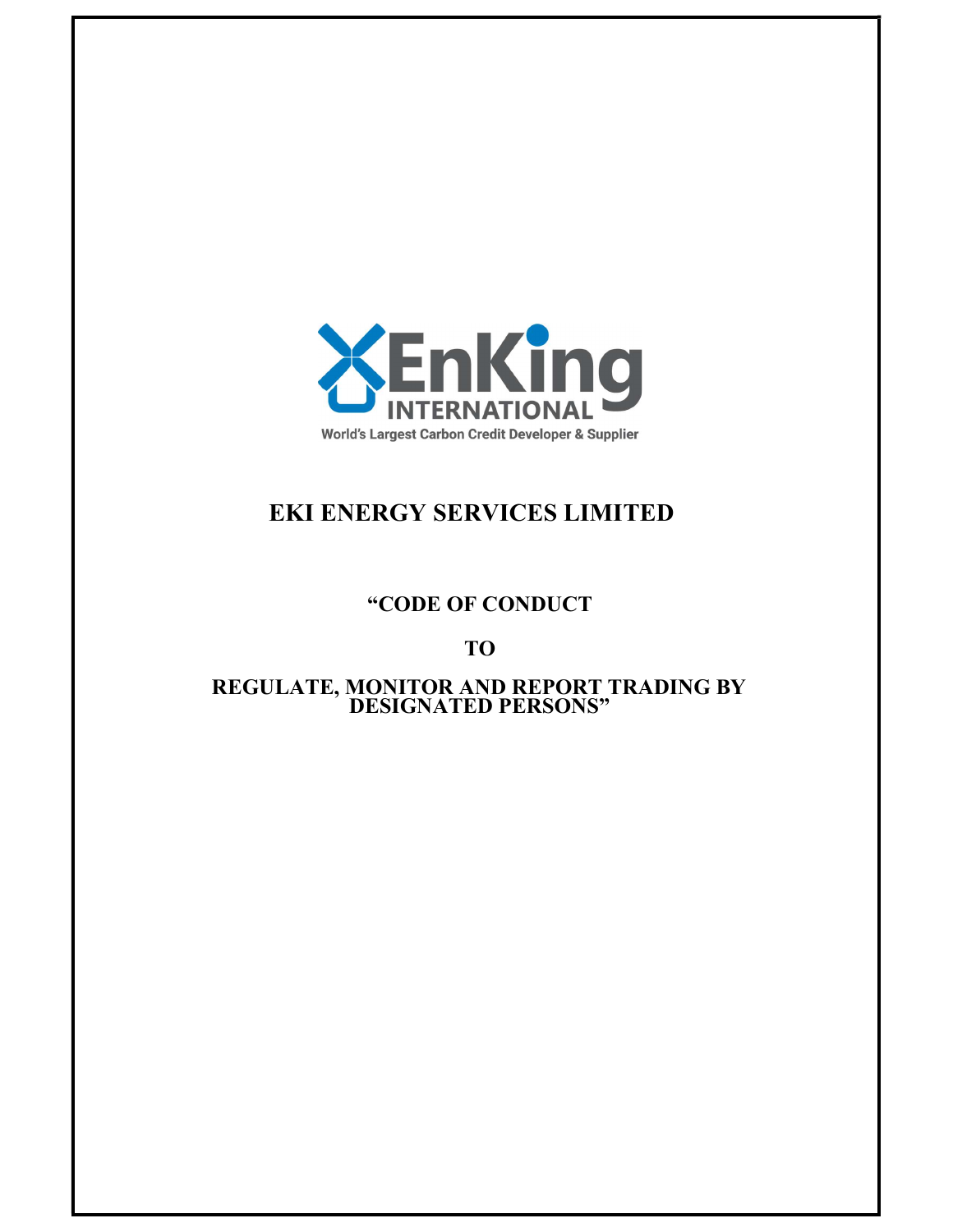EnKing INTERNATIONAL

World's Largest Carbon Credit Developer & Supplier

# EKI ENERGY SERVICES LIMITED

## "CODE OF CONDUCT

## TO

## REGULATE, MONITOR AND REPORT TRADING BY DESIGNATED PERSONS"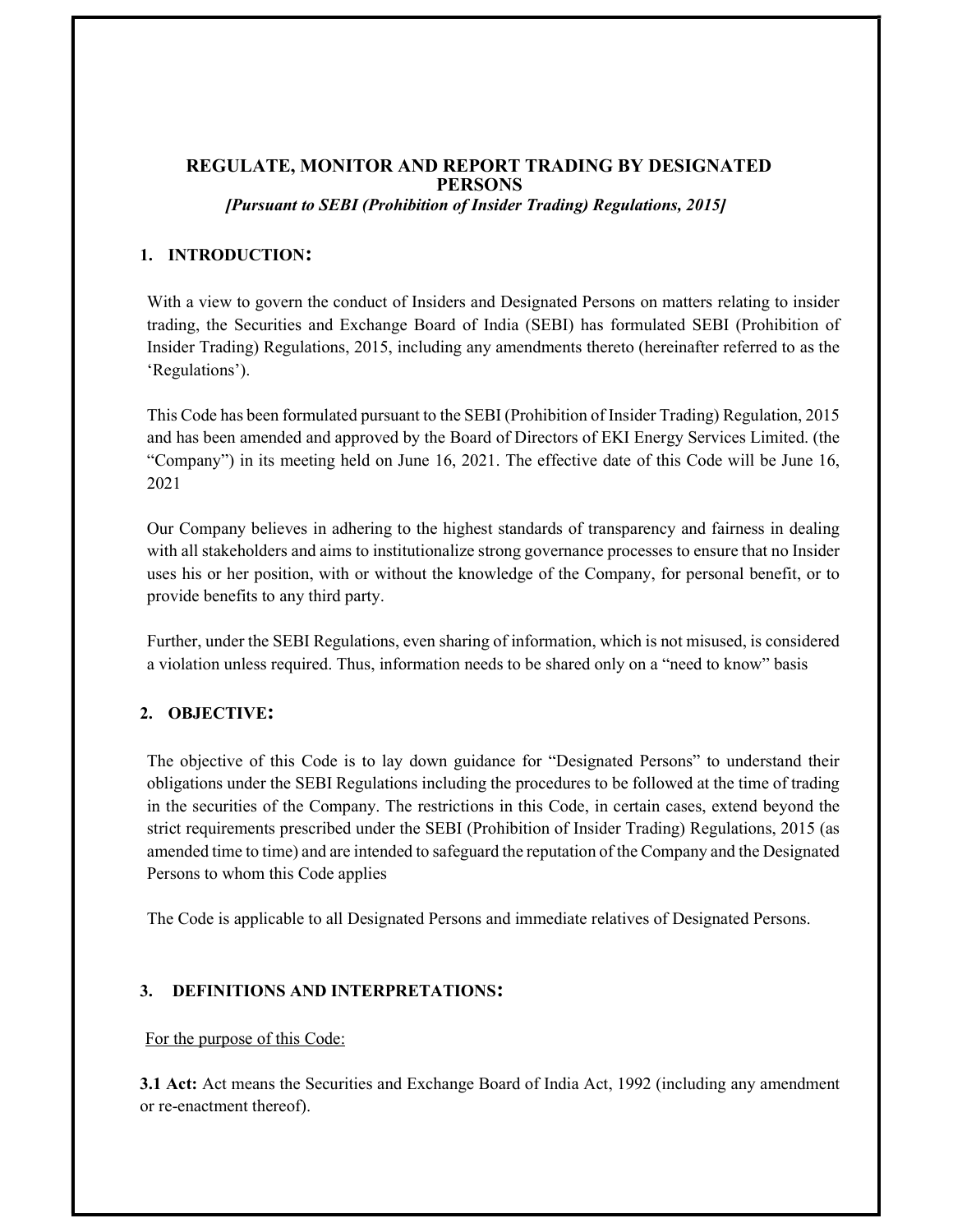# REGULATE, MONITOR AND REPORT TRADING BY DESIGNATED PERSONS

***[Pursuant to SEBI (Prohibition of Insider Trading) Regulations, 2015]***

## 1. INTRODUCTION:

With a view to govern the conduct of Insiders and Designated Persons on matters relating to insider trading, the Securities and Exchange Board of India (SEBI) has formulated SEBI (Prohibition of Insider Trading) Regulations, 2015, including any amendments thereto (hereinafter referred to as the 'Regulations').

This Code has been formulated pursuant to the SEBI (Prohibition of Insider Trading) Regulation, 2015 and has been amended and approved by the Board of Directors of EKI Energy Services Limited. (the "Company") in its meeting held on June 16, 2021. The effective date of this Code will be June 16, 2021

Our Company believes in adhering to the highest standards of transparency and fairness in dealing with all stakeholders and aims to institutionalize strong governance processes to ensure that no Insider uses his or her position, with or without the knowledge of the Company, for personal benefit, or to provide benefits to any third party.

Further, under the SEBI Regulations, even sharing of information, which is not misused, is considered a violation unless required. Thus, information needs to be shared only on a "need to know" basis

## 2. OBJECTIVE:

The objective of this Code is to lay down guidance for "Designated Persons" to understand their obligations under the SEBI Regulations including the procedures to be followed at the time of trading in the securities of the Company. The restrictions in this Code, in certain cases, extend beyond the strict requirements prescribed under the SEBI (Prohibition of Insider Trading) Regulations, 2015 (as amended time to time) and are intended to safeguard the reputation of the Company and the Designated Persons to whom this Code applies

The Code is applicable to all Designated Persons and immediate relatives of Designated Persons.

## 3. DEFINITIONS AND INTERPRETATIONS:

For the purpose of this Code:

**3.1 Act:** Act means the Securities and Exchange Board of India Act, 1992 (including any amendment or re-enactment thereof).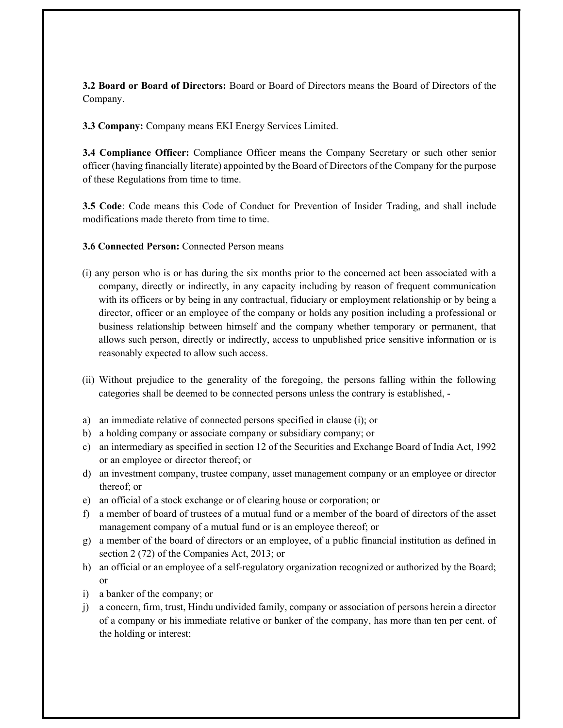**3.2 Board or Board of Directors:** Board or Board of Directors means the Board of Directors of the Company.

**3.3 Company:** Company means EKI Energy Services Limited.

**3.4 Compliance Officer:** Compliance Officer means the Company Secretary or such other senior officer (having financially literate) appointed by the Board of Directors of the Company for the purpose of these Regulations from time to time.

**3.5 Code**: Code means this Code of Conduct for Prevention of Insider Trading, and shall include modifications made thereto from time to time.

**3.6 Connected Person:** Connected Person means

(i) any person who is or has during the six months prior to the concerned act been associated with a company, directly or indirectly, in any capacity including by reason of frequent communication with its officers or by being in any contractual, fiduciary or employment relationship or by being a director, officer or an employee of the company or holds any position including a professional or business relationship between himself and the company whether temporary or permanent, that allows such person, directly or indirectly, access to unpublished price sensitive information or is reasonably expected to allow such access.

(ii) Without prejudice to the generality of the foregoing, the persons falling within the following categories shall be deemed to be connected persons unless the contrary is established, -

a) an immediate relative of connected persons specified in clause (i); or
b) a holding company or associate company or subsidiary company; or
c) an intermediary as specified in section 12 of the Securities and Exchange Board of India Act, 1992 or an employee or director thereof; or
d) an investment company, trustee company, asset management company or an employee or director thereof; or
e) an official of a stock exchange or of clearing house or corporation; or
f) a member of board of trustees of a mutual fund or a member of the board of directors of the asset management company of a mutual fund or is an employee thereof; or
g) a member of the board of directors or an employee, of a public financial institution as defined in section 2 (72) of the Companies Act, 2013; or
h) an official or an employee of a self-regulatory organization recognized or authorized by the Board; or
i) a banker of the company; or
j) a concern, firm, trust, Hindu undivided family, company or association of persons herein a director of a company or his immediate relative or banker of the company, has more than ten per cent. of the holding or interest;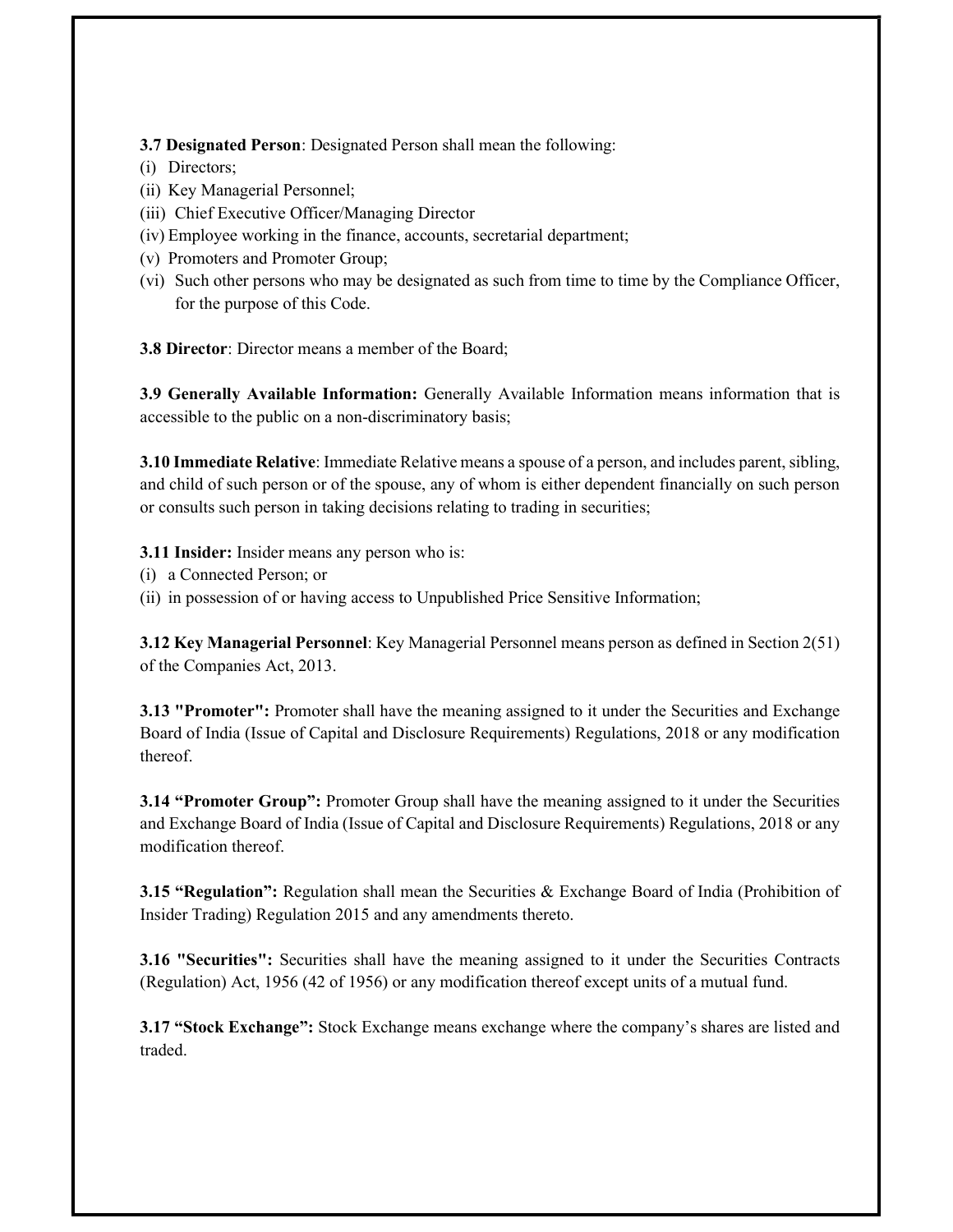**3.7 Designated Person**: Designated Person shall mean the following:

(i) Directors;
(ii) Key Managerial Personnel;
(iii) Chief Executive Officer/Managing Director
(iv) Employee working in the finance, accounts, secretarial department;
(v) Promoters and Promoter Group;
(vi) Such other persons who may be designated as such from time to time by the Compliance Officer, for the purpose of this Code.

**3.8 Director**: Director means a member of the Board;

**3.9 Generally Available Information:** Generally Available Information means information that is accessible to the public on a non-discriminatory basis;

**3.10 Immediate Relative**: Immediate Relative means a spouse of a person, and includes parent, sibling, and child of such person or of the spouse, any of whom is either dependent financially on such person or consults such person in taking decisions relating to trading in securities;

**3.11 Insider:** Insider means any person who is:

(i) a Connected Person; or
(ii) in possession of or having access to Unpublished Price Sensitive Information;

**3.12 Key Managerial Personnel**: Key Managerial Personnel means person as defined in Section 2(51) of the Companies Act, 2013.

**3.13 "Promoter":** Promoter shall have the meaning assigned to it under the Securities and Exchange Board of India (Issue of Capital and Disclosure Requirements) Regulations, 2018 or any modification thereof.

**3.14 "Promoter Group":** Promoter Group shall have the meaning assigned to it under the Securities and Exchange Board of India (Issue of Capital and Disclosure Requirements) Regulations, 2018 or any modification thereof.

**3.15 "Regulation":** Regulation shall mean the Securities & Exchange Board of India (Prohibition of Insider Trading) Regulation 2015 and any amendments thereto.

**3.16 "Securities":** Securities shall have the meaning assigned to it under the Securities Contracts (Regulation) Act, 1956 (42 of 1956) or any modification thereof except units of a mutual fund.

**3.17 "Stock Exchange":** Stock Exchange means exchange where the company's shares are listed and traded.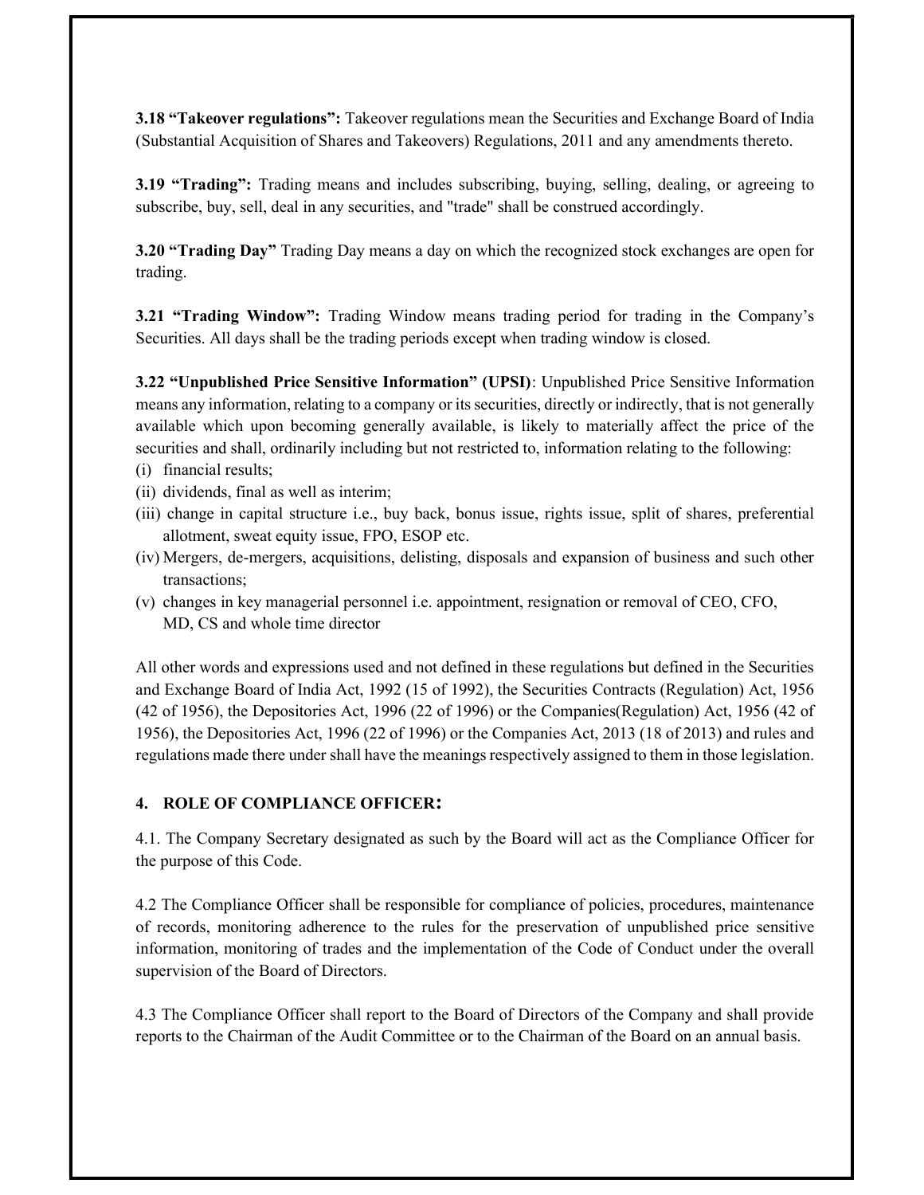**3.18 “Takeover regulations”:** Takeover regulations mean the Securities and Exchange Board of India (Substantial Acquisition of Shares and Takeovers) Regulations, 2011 and any amendments thereto.

**3.19 “Trading”:** Trading means and includes subscribing, buying, selling, dealing, or agreeing to subscribe, buy, sell, deal in any securities, and "trade" shall be construed accordingly.

**3.20 “Trading Day”** Trading Day means a day on which the recognized stock exchanges are open for trading.

**3.21 “Trading Window”:** Trading Window means trading period for trading in the Company’s Securities. All days shall be the trading periods except when trading window is closed.

**3.22 “Unpublished Price Sensitive Information” (UPSI)**: Unpublished Price Sensitive Information means any information, relating to a company or its securities, directly or indirectly, that is not generally available which upon becoming generally available, is likely to materially affect the price of the securities and shall, ordinarily including but not restricted to, information relating to the following:

- (i) financial results;
- (ii) dividends, final as well as interim;
- (iii) change in capital structure i.e., buy back, bonus issue, rights issue, split of shares, preferential allotment, sweat equity issue, FPO, ESOP etc.
- (iv) Mergers, de-mergers, acquisitions, delisting, disposals and expansion of business and such other transactions;
- (v) changes in key managerial personnel i.e. appointment, resignation or removal of CEO, CFO, MD, CS and whole time director

All other words and expressions used and not defined in these regulations but defined in the Securities and Exchange Board of India Act, 1992 (15 of 1992), the Securities Contracts (Regulation) Act, 1956 (42 of 1956), the Depositories Act, 1996 (22 of 1996) or the Companies(Regulation) Act, 1956 (42 of 1956), the Depositories Act, 1996 (22 of 1996) or the Companies Act, 2013 (18 of 2013) and rules and regulations made there under shall have the meanings respectively assigned to them in those legislation.

## 4. ROLE OF COMPLIANCE OFFICER:

4.1. The Company Secretary designated as such by the Board will act as the Compliance Officer for the purpose of this Code.

4.2 The Compliance Officer shall be responsible for compliance of policies, procedures, maintenance of records, monitoring adherence to the rules for the preservation of unpublished price sensitive information, monitoring of trades and the implementation of the Code of Conduct under the overall supervision of the Board of Directors.

4.3 The Compliance Officer shall report to the Board of Directors of the Company and shall provide reports to the Chairman of the Audit Committee or to the Chairman of the Board on an annual basis.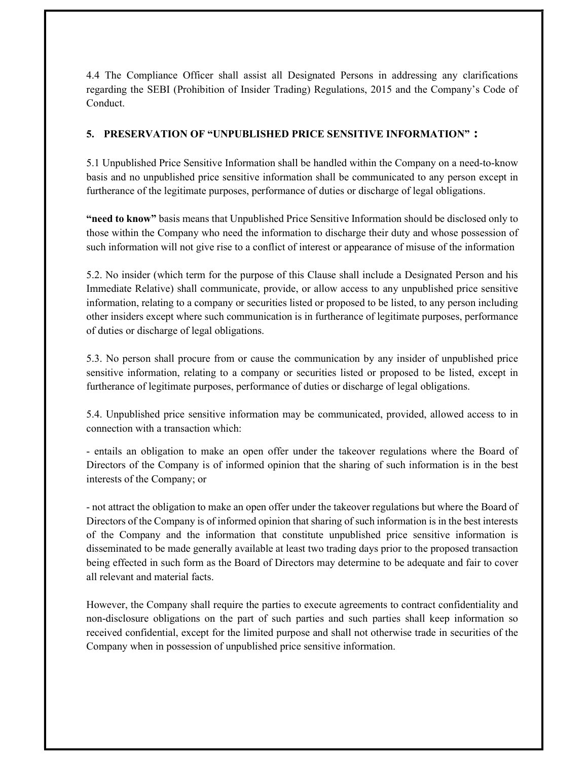4.4 The Compliance Officer shall assist all Designated Persons in addressing any clarifications regarding the SEBI (Prohibition of Insider Trading) Regulations, 2015 and the Company's Code of Conduct.

## 5. PRESERVATION OF "UNPUBLISHED PRICE SENSITIVE INFORMATION" :

5.1 Unpublished Price Sensitive Information shall be handled within the Company on a need-to-know basis and no unpublished price sensitive information shall be communicated to any person except in furtherance of the legitimate purposes, performance of duties or discharge of legal obligations.

**"need to know"** basis means that Unpublished Price Sensitive Information should be disclosed only to those within the Company who need the information to discharge their duty and whose possession of such information will not give rise to a conflict of interest or appearance of misuse of the information

5.2. No insider (which term for the purpose of this Clause shall include a Designated Person and his Immediate Relative) shall communicate, provide, or allow access to any unpublished price sensitive information, relating to a company or securities listed or proposed to be listed, to any person including other insiders except where such communication is in furtherance of legitimate purposes, performance of duties or discharge of legal obligations.

5.3. No person shall procure from or cause the communication by any insider of unpublished price sensitive information, relating to a company or securities listed or proposed to be listed, except in furtherance of legitimate purposes, performance of duties or discharge of legal obligations.

5.4. Unpublished price sensitive information may be communicated, provided, allowed access to in connection with a transaction which:

- entails an obligation to make an open offer under the takeover regulations where the Board of Directors of the Company is of informed opinion that the sharing of such information is in the best interests of the Company; or

- not attract the obligation to make an open offer under the takeover regulations but where the Board of Directors of the Company is of informed opinion that sharing of such information is in the best interests of the Company and the information that constitute unpublished price sensitive information is disseminated to be made generally available at least two trading days prior to the proposed transaction being effected in such form as the Board of Directors may determine to be adequate and fair to cover all relevant and material facts.

However, the Company shall require the parties to execute agreements to contract confidentiality and non-disclosure obligations on the part of such parties and such parties shall keep information so received confidential, except for the limited purpose and shall not otherwise trade in securities of the Company when in possession of unpublished price sensitive information.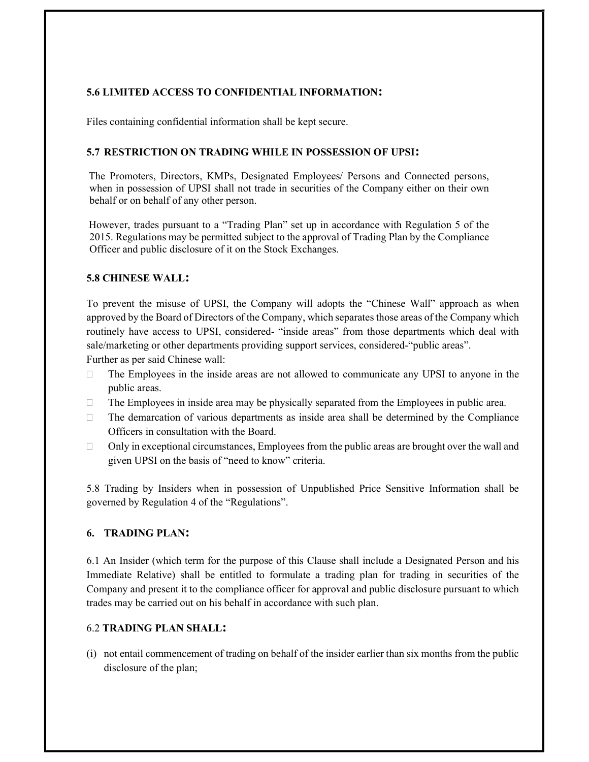### 5.6 LIMITED ACCESS TO CONFIDENTIAL INFORMATION:

Files containing confidential information shall be kept secure.

### 5.7 RESTRICTION ON TRADING WHILE IN POSSESSION OF UPSI:

The Promoters, Directors, KMPs, Designated Employees/ Persons and Connected persons, when in possession of UPSI shall not trade in securities of the Company either on their own behalf or on behalf of any other person.

However, trades pursuant to a "Trading Plan" set up in accordance with Regulation 5 of the 2015. Regulations may be permitted subject to the approval of Trading Plan by the Compliance Officer and public disclosure of it on the Stock Exchanges.

### 5.8 CHINESE WALL:

To prevent the misuse of UPSI, the Company will adopts the "Chinese Wall" approach as when approved by the Board of Directors of the Company, which separates those areas of the Company which routinely have access to UPSI, considered- "inside areas" from those departments which deal with sale/marketing or other departments providing support services, considered-"public areas".
Further as per said Chinese wall:

- The Employees in the inside areas are not allowed to communicate any UPSI to anyone in the public areas.
- The Employees in inside area may be physically separated from the Employees in public area.
- The demarcation of various departments as inside area shall be determined by the Compliance Officers in consultation with the Board.
- Only in exceptional circumstances, Employees from the public areas are brought over the wall and given UPSI on the basis of "need to know" criteria.

5.8 Trading by Insiders when in possession of Unpublished Price Sensitive Information shall be governed by Regulation 4 of the "Regulations".

## 6. TRADING PLAN:

6.1 An Insider (which term for the purpose of this Clause shall include a Designated Person and his Immediate Relative) shall be entitled to formulate a trading plan for trading in securities of the Company and present it to the compliance officer for approval and public disclosure pursuant to which trades may be carried out on his behalf in accordance with such plan.

### 6.2 TRADING PLAN SHALL:

(i) not entail commencement of trading on behalf of the insider earlier than six months from the public disclosure of the plan;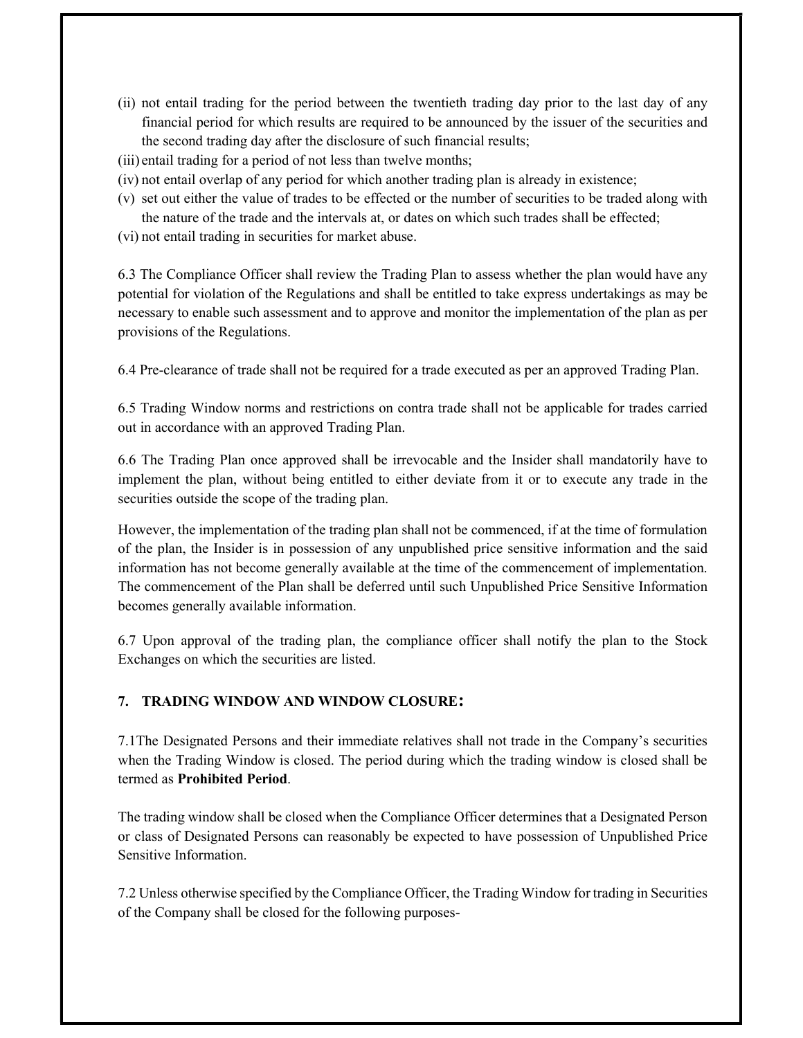(ii) not entail trading for the period between the twentieth trading day prior to the last day of any financial period for which results are required to be announced by the issuer of the securities and the second trading day after the disclosure of such financial results;

(iii) entail trading for a period of not less than twelve months;

(iv) not entail overlap of any period for which another trading plan is already in existence;

(v) set out either the value of trades to be effected or the number of securities to be traded along with the nature of the trade and the intervals at, or dates on which such trades shall be effected;

(vi) not entail trading in securities for market abuse.

6.3 The Compliance Officer shall review the Trading Plan to assess whether the plan would have any potential for violation of the Regulations and shall be entitled to take express undertakings as may be necessary to enable such assessment and to approve and monitor the implementation of the plan as per provisions of the Regulations.

6.4 Pre-clearance of trade shall not be required for a trade executed as per an approved Trading Plan.

6.5 Trading Window norms and restrictions on contra trade shall not be applicable for trades carried out in accordance with an approved Trading Plan.

6.6 The Trading Plan once approved shall be irrevocable and the Insider shall mandatorily have to implement the plan, without being entitled to either deviate from it or to execute any trade in the securities outside the scope of the trading plan.

However, the implementation of the trading plan shall not be commenced, if at the time of formulation of the plan, the Insider is in possession of any unpublished price sensitive information and the said information has not become generally available at the time of the commencement of implementation. The commencement of the Plan shall be deferred until such Unpublished Price Sensitive Information becomes generally available information.

6.7 Upon approval of the trading plan, the compliance officer shall notify the plan to the Stock Exchanges on which the securities are listed.

## 7. TRADING WINDOW AND WINDOW CLOSURE:

7.1The Designated Persons and their immediate relatives shall not trade in the Company's securities when the Trading Window is closed. The period during which the trading window is closed shall be termed as **Prohibited Period**.

The trading window shall be closed when the Compliance Officer determines that a Designated Person or class of Designated Persons can reasonably be expected to have possession of Unpublished Price Sensitive Information.

7.2 Unless otherwise specified by the Compliance Officer, the Trading Window for trading in Securities of the Company shall be closed for the following purposes-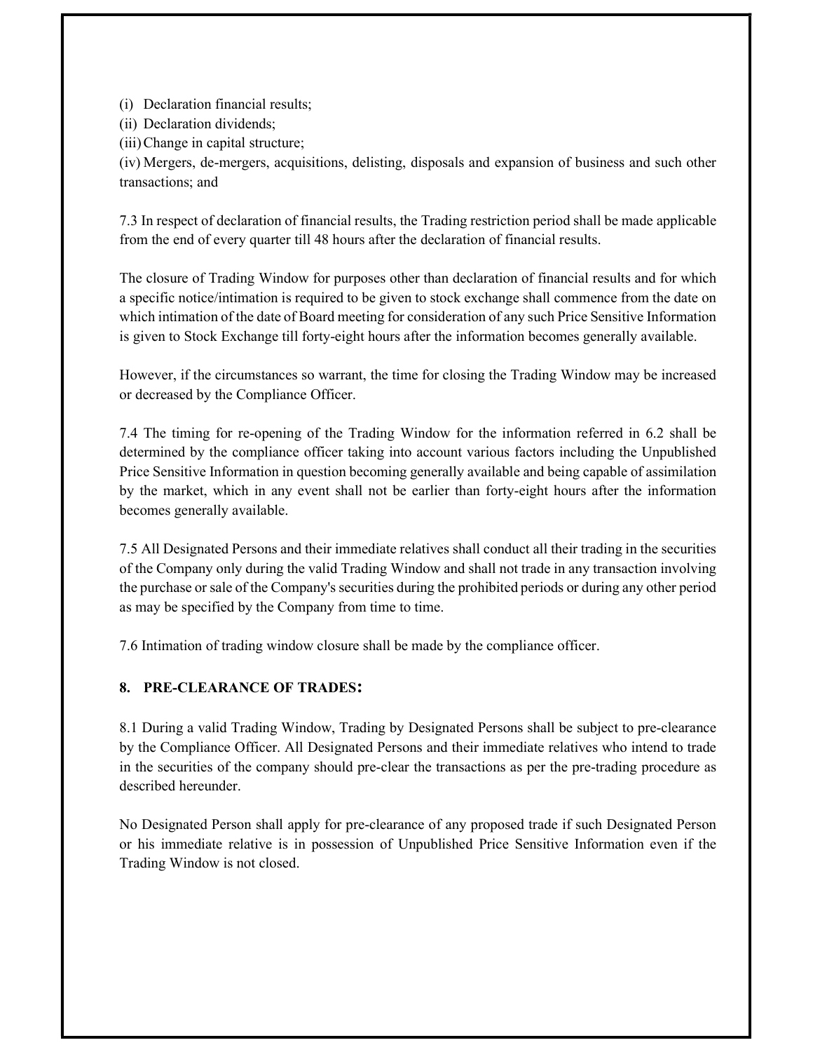(i) Declaration financial results;

(ii) Declaration dividends;

(iii) Change in capital structure;

(iv) Mergers, de-mergers, acquisitions, delisting, disposals and expansion of business and such other transactions; and

7.3 In respect of declaration of financial results, the Trading restriction period shall be made applicable from the end of every quarter till 48 hours after the declaration of financial results.

The closure of Trading Window for purposes other than declaration of financial results and for which a specific notice/intimation is required to be given to stock exchange shall commence from the date on which intimation of the date of Board meeting for consideration of any such Price Sensitive Information is given to Stock Exchange till forty-eight hours after the information becomes generally available.

However, if the circumstances so warrant, the time for closing the Trading Window may be increased or decreased by the Compliance Officer.

7.4 The timing for re-opening of the Trading Window for the information referred in 6.2 shall be determined by the compliance officer taking into account various factors including the Unpublished Price Sensitive Information in question becoming generally available and being capable of assimilation by the market, which in any event shall not be earlier than forty-eight hours after the information becomes generally available.

7.5 All Designated Persons and their immediate relatives shall conduct all their trading in the securities of the Company only during the valid Trading Window and shall not trade in any transaction involving the purchase or sale of the Company's securities during the prohibited periods or during any other period as may be specified by the Company from time to time.

7.6 Intimation of trading window closure shall be made by the compliance officer.

## 8. PRE-CLEARANCE OF TRADES:

8.1 During a valid Trading Window, Trading by Designated Persons shall be subject to pre-clearance by the Compliance Officer. All Designated Persons and their immediate relatives who intend to trade in the securities of the company should pre-clear the transactions as per the pre-trading procedure as described hereunder.

No Designated Person shall apply for pre-clearance of any proposed trade if such Designated Person or his immediate relative is in possession of Unpublished Price Sensitive Information even if the Trading Window is not closed.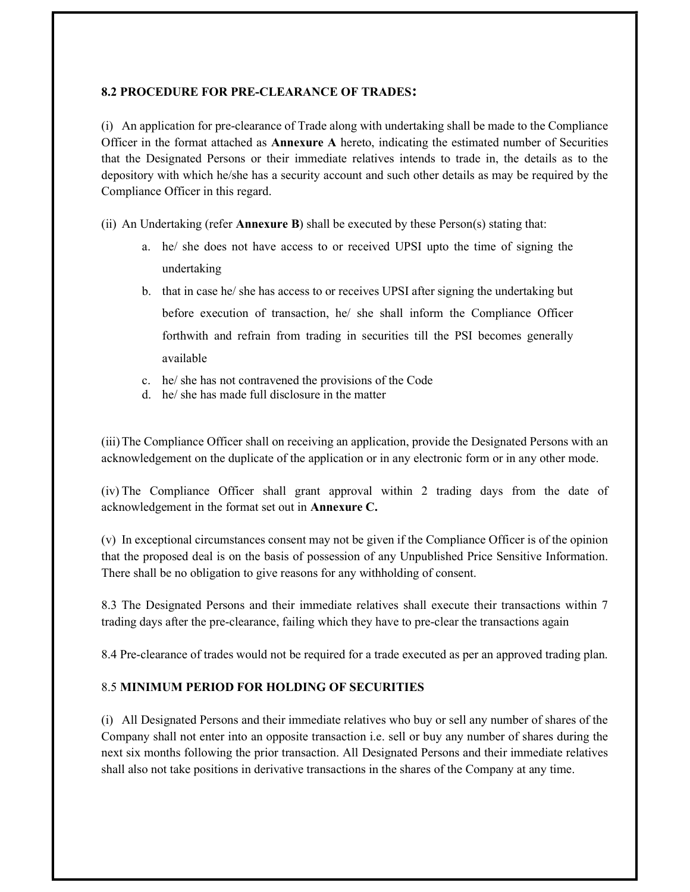### 8.2 PROCEDURE FOR PRE-CLEARANCE OF TRADES:

(i) An application for pre-clearance of Trade along with undertaking shall be made to the Compliance Officer in the format attached as **Annexure A** hereto, indicating the estimated number of Securities that the Designated Persons or their immediate relatives intends to trade in, the details as to the depository with which he/she has a security account and such other details as may be required by the Compliance Officer in this regard.

(ii) An Undertaking (refer **Annexure B**) shall be executed by these Person(s) stating that:

a. he/ she does not have access to or received UPSI upto the time of signing the undertaking
b. that in case he/ she has access to or receives UPSI after signing the undertaking but before execution of transaction, he/ she shall inform the Compliance Officer forthwith and refrain from trading in securities till the PSI becomes generally available
c. he/ she has not contravened the provisions of the Code
d. he/ she has made full disclosure in the matter

(iii) The Compliance Officer shall on receiving an application, provide the Designated Persons with an acknowledgement on the duplicate of the application or in any electronic form or in any other mode.

(iv) The Compliance Officer shall grant approval within 2 trading days from the date of acknowledgement in the format set out in **Annexure C.**

(v) In exceptional circumstances consent may not be given if the Compliance Officer is of the opinion that the proposed deal is on the basis of possession of any Unpublished Price Sensitive Information. There shall be no obligation to give reasons for any withholding of consent.

8.3 The Designated Persons and their immediate relatives shall execute their transactions within 7 trading days after the pre-clearance, failing which they have to pre-clear the transactions again

8.4 Pre-clearance of trades would not be required for a trade executed as per an approved trading plan.

### 8.5 MINIMUM PERIOD FOR HOLDING OF SECURITIES

(i) All Designated Persons and their immediate relatives who buy or sell any number of shares of the Company shall not enter into an opposite transaction i.e. sell or buy any number of shares during the next six months following the prior transaction. All Designated Persons and their immediate relatives shall also not take positions in derivative transactions in the shares of the Company at any time.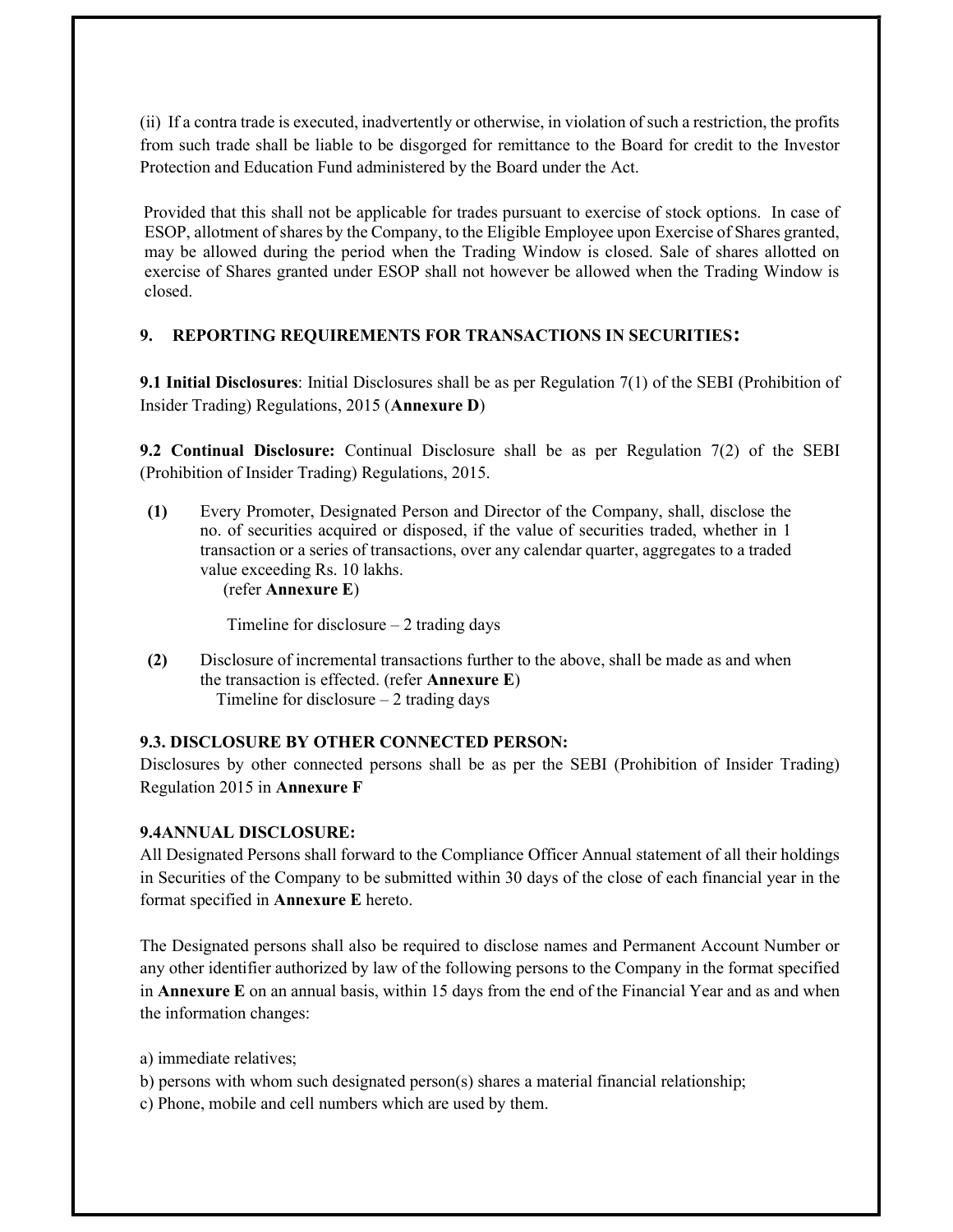(ii) If a contra trade is executed, inadvertently or otherwise, in violation of such a restriction, the profits from such trade shall be liable to be disgorged for remittance to the Board for credit to the Investor Protection and Education Fund administered by the Board under the Act.

Provided that this shall not be applicable for trades pursuant to exercise of stock options. In case of ESOP, allotment of shares by the Company, to the Eligible Employee upon Exercise of Shares granted, may be allowed during the period when the Trading Window is closed. Sale of shares allotted on exercise of Shares granted under ESOP shall not however be allowed when the Trading Window is closed.

## 9. REPORTING REQUIREMENTS FOR TRANSACTIONS IN SECURITIES:

**9.1 Initial Disclosures**: Initial Disclosures shall be as per Regulation 7(1) of the SEBI (Prohibition of Insider Trading) Regulations, 2015 (**Annexure D**)

**9.2 Continual Disclosure:** Continual Disclosure shall be as per Regulation 7(2) of the SEBI (Prohibition of Insider Trading) Regulations, 2015.

**(1)** Every Promoter, Designated Person and Director of the Company, shall, disclose the no. of securities acquired or disposed, if the value of securities traded, whether in 1 transaction or a series of transactions, over any calendar quarter, aggregates to a traded value exceeding Rs. 10 lakhs.
(refer **Annexure E**)

Timeline for disclosure – 2 trading days

**(2)** Disclosure of incremental transactions further to the above, shall be made as and when the transaction is effected. (refer **Annexure E**)
Timeline for disclosure – 2 trading days

**9.3. DISCLOSURE BY OTHER CONNECTED PERSON:**
Disclosures by other connected persons shall be as per the SEBI (Prohibition of Insider Trading) Regulation 2015 in **Annexure F**

**9.4ANNUAL DISCLOSURE:**
All Designated Persons shall forward to the Compliance Officer Annual statement of all their holdings in Securities of the Company to be submitted within 30 days of the close of each financial year in the format specified in **Annexure E** hereto.

The Designated persons shall also be required to disclose names and Permanent Account Number or any other identifier authorized by law of the following persons to the Company in the format specified in **Annexure E** on an annual basis, within 15 days from the end of the Financial Year and as and when the information changes:

a) immediate relatives;
b) persons with whom such designated person(s) shares a material financial relationship;
c) Phone, mobile and cell numbers which are used by them.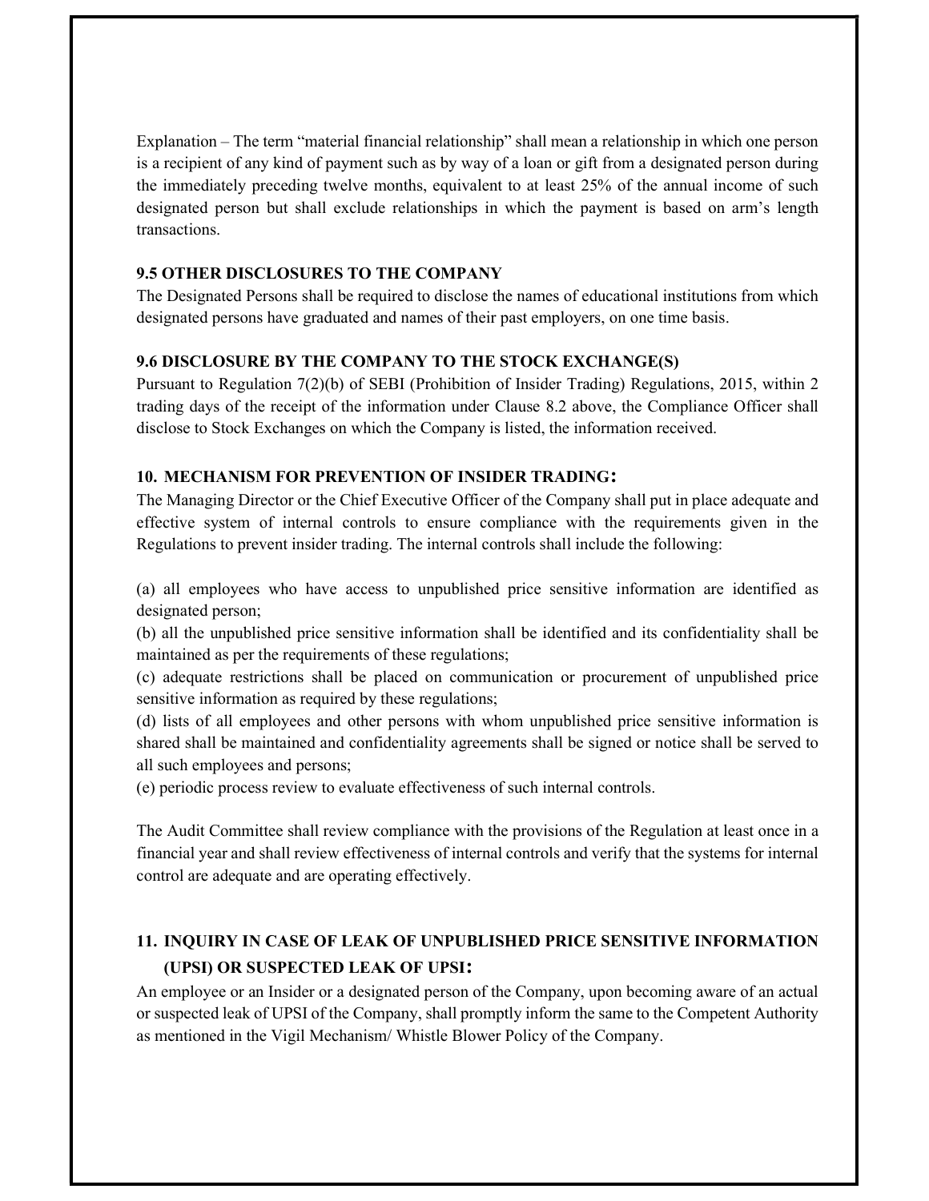Explanation – The term "material financial relationship" shall mean a relationship in which one person is a recipient of any kind of payment such as by way of a loan or gift from a designated person during the immediately preceding twelve months, equivalent to at least 25% of the annual income of such designated person but shall exclude relationships in which the payment is based on arm's length transactions.

### 9.5 OTHER DISCLOSURES TO THE COMPANY

The Designated Persons shall be required to disclose the names of educational institutions from which designated persons have graduated and names of their past employers, on one time basis.

### 9.6 DISCLOSURE BY THE COMPANY TO THE STOCK EXCHANGE(S)

Pursuant to Regulation 7(2)(b) of SEBI (Prohibition of Insider Trading) Regulations, 2015, within 2 trading days of the receipt of the information under Clause 8.2 above, the Compliance Officer shall disclose to Stock Exchanges on which the Company is listed, the information received.

## 10. MECHANISM FOR PREVENTION OF INSIDER TRADING:

The Managing Director or the Chief Executive Officer of the Company shall put in place adequate and effective system of internal controls to ensure compliance with the requirements given in the Regulations to prevent insider trading. The internal controls shall include the following:

(a) all employees who have access to unpublished price sensitive information are identified as designated person;
(b) all the unpublished price sensitive information shall be identified and its confidentiality shall be maintained as per the requirements of these regulations;
(c) adequate restrictions shall be placed on communication or procurement of unpublished price sensitive information as required by these regulations;
(d) lists of all employees and other persons with whom unpublished price sensitive information is shared shall be maintained and confidentiality agreements shall be signed or notice shall be served to all such employees and persons;
(e) periodic process review to evaluate effectiveness of such internal controls.

The Audit Committee shall review compliance with the provisions of the Regulation at least once in a financial year and shall review effectiveness of internal controls and verify that the systems for internal control are adequate and are operating effectively.

## 11. INQUIRY IN CASE OF LEAK OF UNPUBLISHED PRICE SENSITIVE INFORMATION (UPSI) OR SUSPECTED LEAK OF UPSI:

An employee or an Insider or a designated person of the Company, upon becoming aware of an actual or suspected leak of UPSI of the Company, shall promptly inform the same to the Competent Authority as mentioned in the Vigil Mechanism/ Whistle Blower Policy of the Company.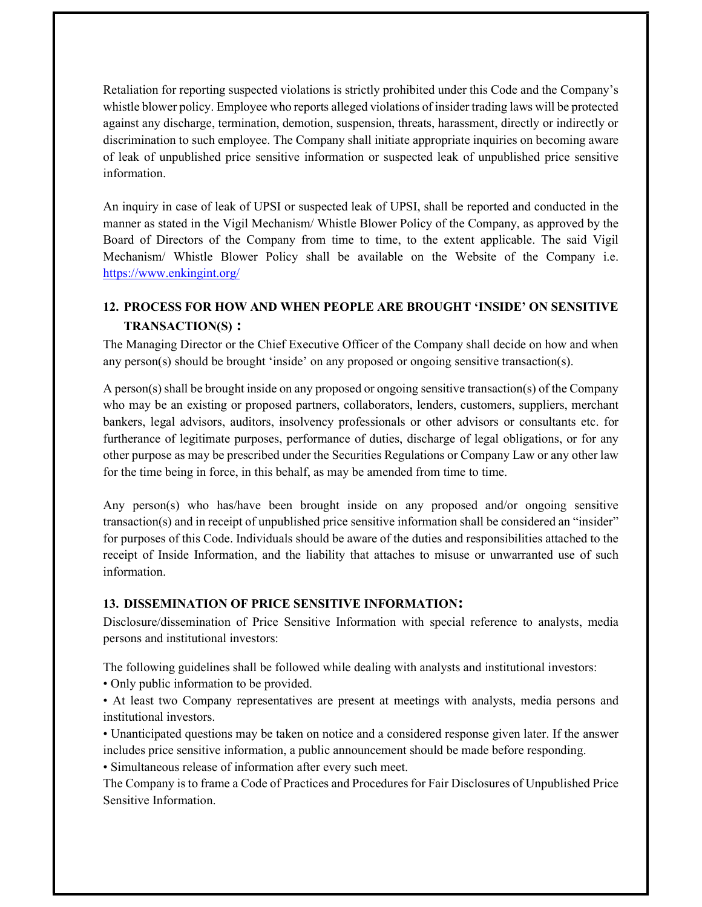Retaliation for reporting suspected violations is strictly prohibited under this Code and the Company's whistle blower policy. Employee who reports alleged violations of insider trading laws will be protected against any discharge, termination, demotion, suspension, threats, harassment, directly or indirectly or discrimination to such employee. The Company shall initiate appropriate inquiries on becoming aware of leak of unpublished price sensitive information or suspected leak of unpublished price sensitive information.

An inquiry in case of leak of UPSI or suspected leak of UPSI, shall be reported and conducted in the manner as stated in the Vigil Mechanism/ Whistle Blower Policy of the Company, as approved by the Board of Directors of the Company from time to time, to the extent applicable. The said Vigil Mechanism/ Whistle Blower Policy shall be available on the Website of the Company i.e. [https://www.enkingint.org/](https://www.enkingint.org/)

## 12. PROCESS FOR HOW AND WHEN PEOPLE ARE BROUGHT 'INSIDE' ON SENSITIVE TRANSACTION(S) :

The Managing Director or the Chief Executive Officer of the Company shall decide on how and when any person(s) should be brought 'inside' on any proposed or ongoing sensitive transaction(s).

A person(s) shall be brought inside on any proposed or ongoing sensitive transaction(s) of the Company who may be an existing or proposed partners, collaborators, lenders, customers, suppliers, merchant bankers, legal advisors, auditors, insolvency professionals or other advisors or consultants etc. for furtherance of legitimate purposes, performance of duties, discharge of legal obligations, or for any other purpose as may be prescribed under the Securities Regulations or Company Law or any other law for the time being in force, in this behalf, as may be amended from time to time.

Any person(s) who has/have been brought inside on any proposed and/or ongoing sensitive transaction(s) and in receipt of unpublished price sensitive information shall be considered an "insider" for purposes of this Code. Individuals should be aware of the duties and responsibilities attached to the receipt of Inside Information, and the liability that attaches to misuse or unwarranted use of such information.

## 13. DISSEMINATION OF PRICE SENSITIVE INFORMATION:

Disclosure/dissemination of Price Sensitive Information with special reference to analysts, media persons and institutional investors:

The following guidelines shall be followed while dealing with analysts and institutional investors:

- Only public information to be provided.
- At least two Company representatives are present at meetings with analysts, media persons and institutional investors.
- Unanticipated questions may be taken on notice and a considered response given later. If the answer includes price sensitive information, a public announcement should be made before responding.
- Simultaneous release of information after every such meet.

The Company is to frame a Code of Practices and Procedures for Fair Disclosures of Unpublished Price Sensitive Information.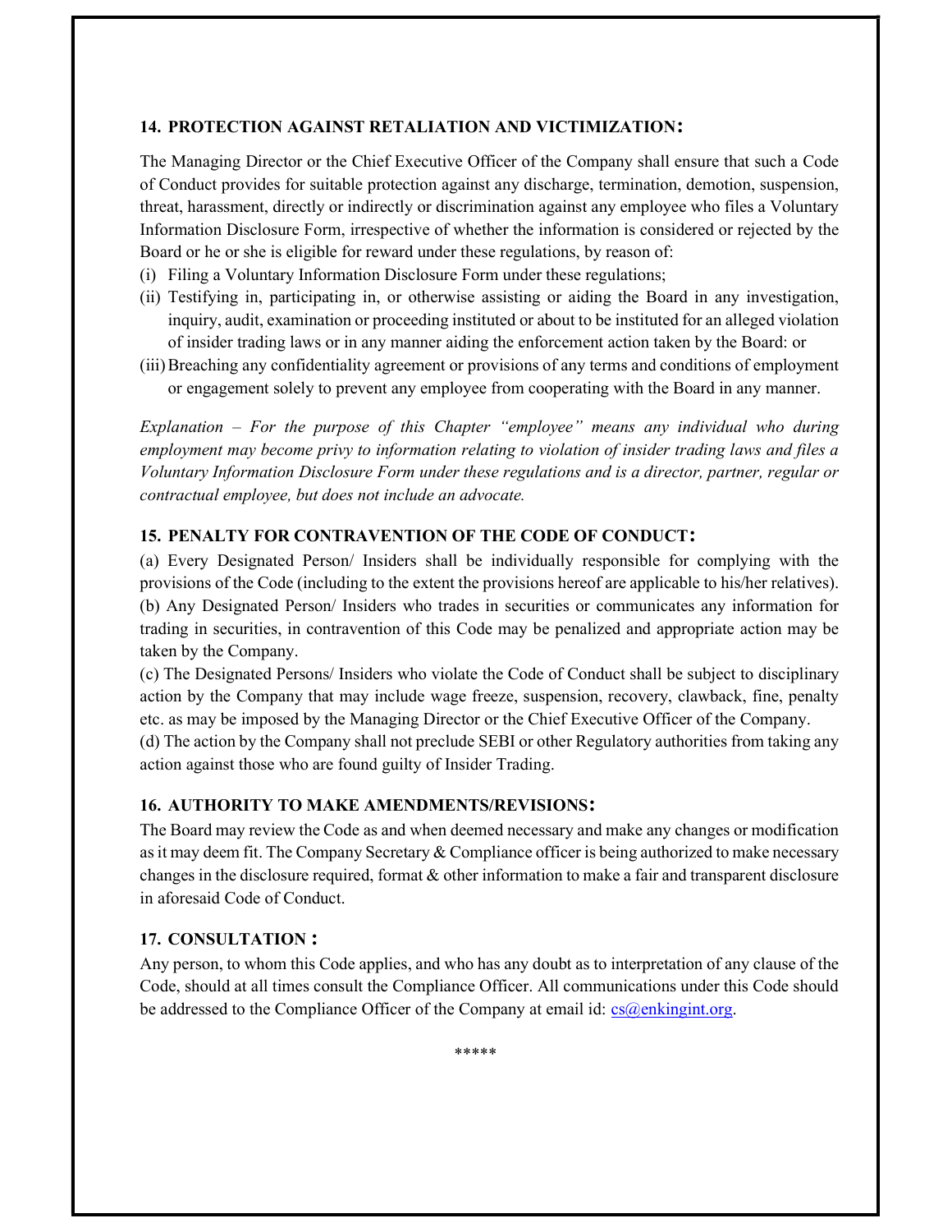## 14. PROTECTION AGAINST RETALIATION AND VICTIMIZATION:

The Managing Director or the Chief Executive Officer of the Company shall ensure that such a Code of Conduct provides for suitable protection against any discharge, termination, demotion, suspension, threat, harassment, directly or indirectly or discrimination against any employee who files a Voluntary Information Disclosure Form, irrespective of whether the information is considered or rejected by the Board or he or she is eligible for reward under these regulations, by reason of:

(i) Filing a Voluntary Information Disclosure Form under these regulations;

(ii) Testifying in, participating in, or otherwise assisting or aiding the Board in any investigation, inquiry, audit, examination or proceeding instituted or about to be instituted for an alleged violation of insider trading laws or in any manner aiding the enforcement action taken by the Board: or

(iii) Breaching any confidentiality agreement or provisions of any terms and conditions of employment or engagement solely to prevent any employee from cooperating with the Board in any manner.

*Explanation – For the purpose of this Chapter "employee" means any individual who during employment may become privy to information relating to violation of insider trading laws and files a Voluntary Information Disclosure Form under these regulations and is a director, partner, regular or contractual employee, but does not include an advocate.*

## 15. PENALTY FOR CONTRAVENTION OF THE CODE OF CONDUCT:

(a) Every Designated Person/ Insiders shall be individually responsible for complying with the provisions of the Code (including to the extent the provisions hereof are applicable to his/her relatives).

(b) Any Designated Person/ Insiders who trades in securities or communicates any information for trading in securities, in contravention of this Code may be penalized and appropriate action may be taken by the Company.

(c) The Designated Persons/ Insiders who violate the Code of Conduct shall be subject to disciplinary action by the Company that may include wage freeze, suspension, recovery, clawback, fine, penalty etc. as may be imposed by the Managing Director or the Chief Executive Officer of the Company.

(d) The action by the Company shall not preclude SEBI or other Regulatory authorities from taking any action against those who are found guilty of Insider Trading.

## 16. AUTHORITY TO MAKE AMENDMENTS/REVISIONS:

The Board may review the Code as and when deemed necessary and make any changes or modification as it may deem fit. The Company Secretary & Compliance officer is being authorized to make necessary changes in the disclosure required, format & other information to make a fair and transparent disclosure in aforesaid Code of Conduct.

## 17. CONSULTATION :

Any person, to whom this Code applies, and who has any doubt as to interpretation of any clause of the Code, should at all times consult the Compliance Officer. All communications under this Code should be addressed to the Compliance Officer of the Company at email id: cs@enkingint.org.

*****